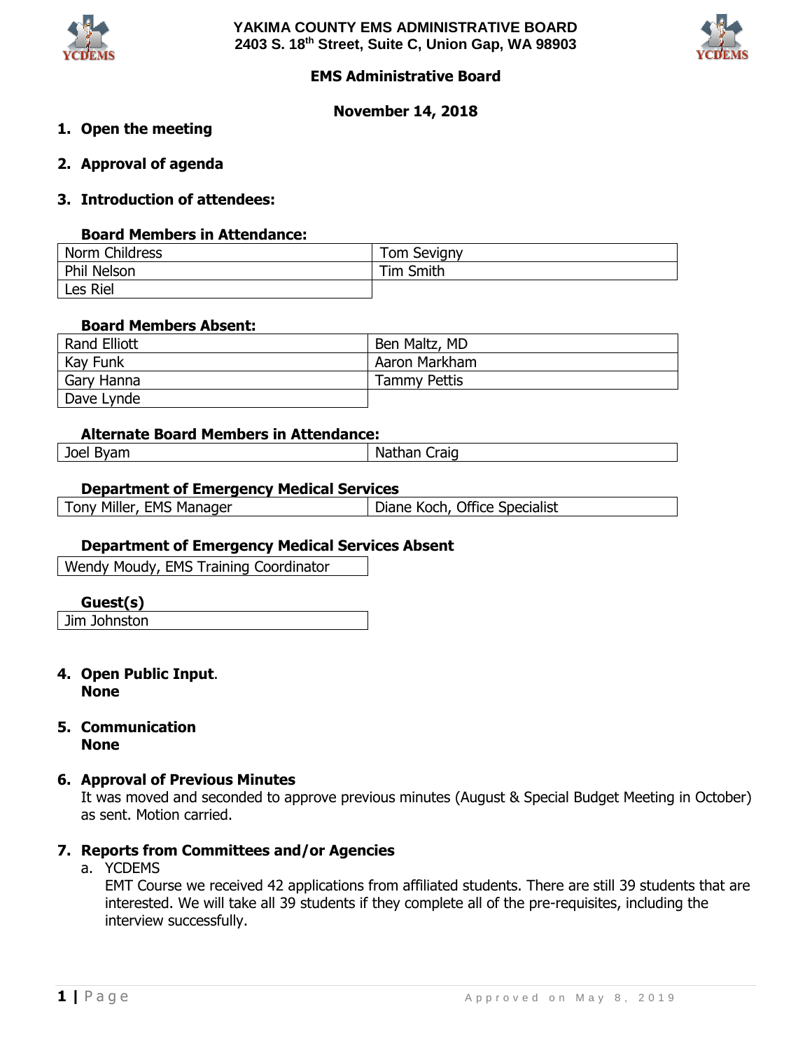**YAKIMA COUNTY EMS ADMINISTRATIVE BOARD**
**2403 S. 18th Street, Suite C, Union Gap, WA 98903**

## EMS Administrative Board

### November 14, 2018

1. **Open the meeting**

2. **Approval of agenda**

3. **Introduction of attendees:**

**Board Members in Attendance:**

| | |
|---|---|
| Norm Childress | Tom Sevigny |
| Phil Nelson | Tim Smith |
| Les Riel | |

**Board Members Absent:**

| | |
|---|---|
| Rand Elliott | Ben Maltz, MD |
| Kay Funk | Aaron Markham |
| Gary Hanna | Tammy Pettis |
| Dave Lynde | |

**Alternate Board Members in Attendance:**

| | |
|---|---|
| Joel Byam | Nathan Craig |

**Department of Emergency Medical Services**

| | |
|---|---|
| Tony Miller, EMS Manager | Diane Koch, Office Specialist |

**Department of Emergency Medical Services Absent**

| |
|---|
| Wendy Moudy, EMS Training Coordinator |

**Guest(s)**

| |
|---|
| Jim Johnston |

4. **Open Public Input.**
   **None**

5. **Communication**
   **None**

6. **Approval of Previous Minutes**
   It was moved and seconded to approve previous minutes (August & Special Budget Meeting in October) as sent. Motion carried.

7. **Reports from Committees and/or Agencies**
   a. YCDEMS
      EMT Course we received 42 applications from affiliated students. There are still 39 students that are interested. We will take all 39 students if they complete all of the pre-requisites, including the interview successfully.

Approved on May 8, 2019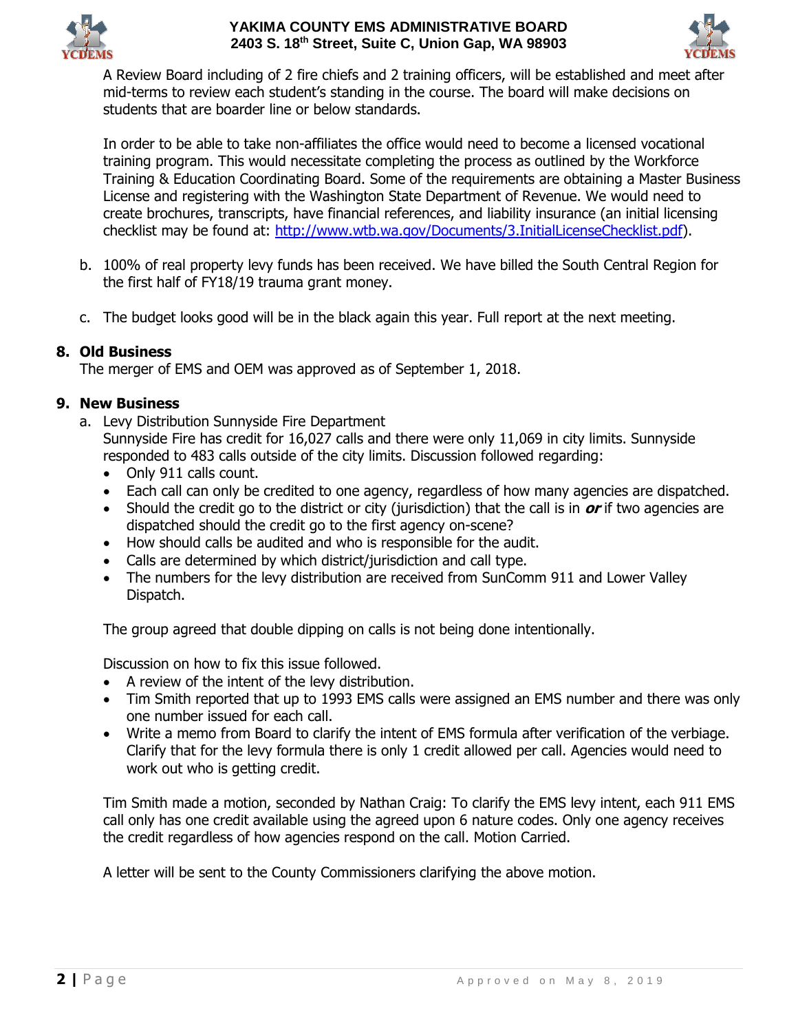A Review Board including of 2 fire chiefs and 2 training officers, will be established and meet after mid-terms to review each student's standing in the course. The board will make decisions on students that are boarder line or below standards.

In order to be able to take non-affiliates the office would need to become a licensed vocational training program. This would necessitate completing the process as outlined by the Workforce Training & Education Coordinating Board. Some of the requirements are obtaining a Master Business License and registering with the Washington State Department of Revenue. We would need to create brochures, transcripts, have financial references, and liability insurance (an initial licensing checklist may be found at: http://www.wtb.wa.gov/Documents/3.InitialLicenseChecklist.pdf).

b. 100% of real property levy funds has been received. We have billed the South Central Region for the first half of FY18/19 trauma grant money.

c. The budget looks good will be in the black again this year. Full report at the next meeting.

## 8. Old Business

The merger of EMS and OEM was approved as of September 1, 2018.

## 9. New Business

a. Levy Distribution Sunnyside Fire Department

Sunnyside Fire has credit for 16,027 calls and there were only 11,069 in city limits. Sunnyside responded to 483 calls outside of the city limits. Discussion followed regarding:

- Only 911 calls count.
- Each call can only be credited to one agency, regardless of how many agencies are dispatched.
- Should the credit go to the district or city (jurisdiction) that the call is in ***or*** if two agencies are dispatched should the credit go to the first agency on-scene?
- How should calls be audited and who is responsible for the audit.
- Calls are determined by which district/jurisdiction and call type.
- The numbers for the levy distribution are received from SunComm 911 and Lower Valley Dispatch.

The group agreed that double dipping on calls is not being done intentionally.

Discussion on how to fix this issue followed.

- A review of the intent of the levy distribution.
- Tim Smith reported that up to 1993 EMS calls were assigned an EMS number and there was only one number issued for each call.
- Write a memo from Board to clarify the intent of EMS formula after verification of the verbiage. Clarify that for the levy formula there is only 1 credit allowed per call. Agencies would need to work out who is getting credit.

Tim Smith made a motion, seconded by Nathan Craig: To clarify the EMS levy intent, each 911 EMS call only has one credit available using the agreed upon 6 nature codes. Only one agency receives the credit regardless of how agencies respond on the call. Motion Carried.

A letter will be sent to the County Commissioners clarifying the above motion.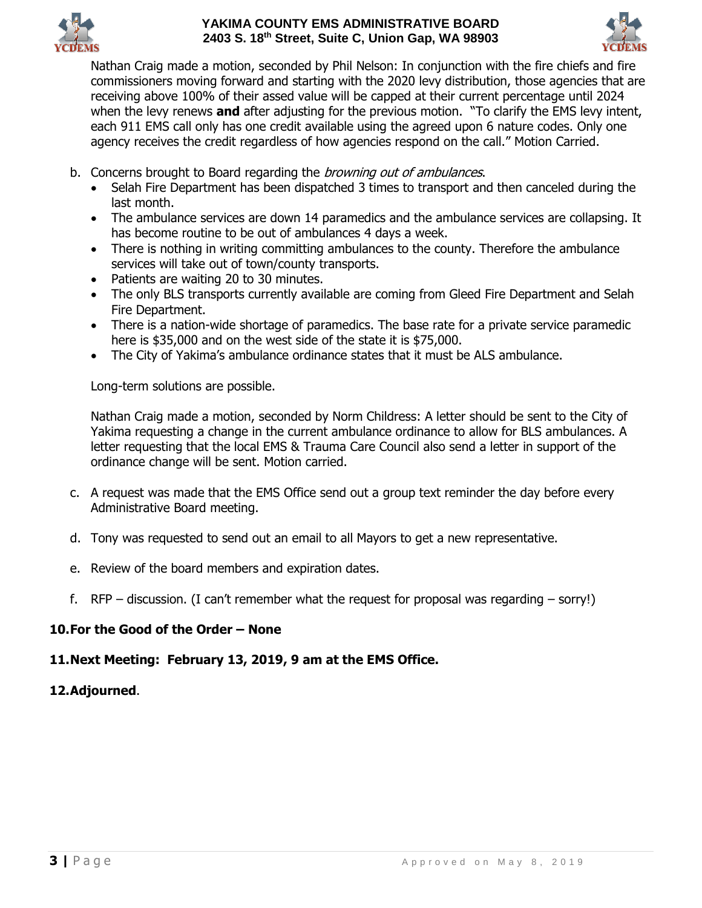Nathan Craig made a motion, seconded by Phil Nelson: In conjunction with the fire chiefs and fire commissioners moving forward and starting with the 2020 levy distribution, those agencies that are receiving above 100% of their assed value will be capped at their current percentage until 2024 when the levy renews **and** after adjusting for the previous motion. "To clarify the EMS levy intent, each 911 EMS call only has one credit available using the agreed upon 6 nature codes. Only one agency receives the credit regardless of how agencies respond on the call." Motion Carried.

b. Concerns brought to Board regarding the *browning out of ambulances*.
   - Selah Fire Department has been dispatched 3 times to transport and then canceled during the last month.
   - The ambulance services are down 14 paramedics and the ambulance services are collapsing. It has become routine to be out of ambulances 4 days a week.
   - There is nothing in writing committing ambulances to the county. Therefore the ambulance services will take out of town/county transports.
   - Patients are waiting 20 to 30 minutes.
   - The only BLS transports currently available are coming from Gleed Fire Department and Selah Fire Department.
   - There is a nation-wide shortage of paramedics. The base rate for a private service paramedic here is $35,000 and on the west side of the state it is $75,000.
   - The City of Yakima's ambulance ordinance states that it must be ALS ambulance.

   Long-term solutions are possible.

   Nathan Craig made a motion, seconded by Norm Childress: A letter should be sent to the City of Yakima requesting a change in the current ambulance ordinance to allow for BLS ambulances. A letter requesting that the local EMS & Trauma Care Council also send a letter in support of the ordinance change will be sent. Motion carried.

c. A request was made that the EMS Office send out a group text reminder the day before every Administrative Board meeting.

d. Tony was requested to send out an email to all Mayors to get a new representative.

e. Review of the board members and expiration dates.

f. RFP – discussion. (I can't remember what the request for proposal was regarding – sorry!)

**10. For the Good of the Order – None**

**11. Next Meeting: February 13, 2019, 9 am at the EMS Office.**

**12. Adjourned**.